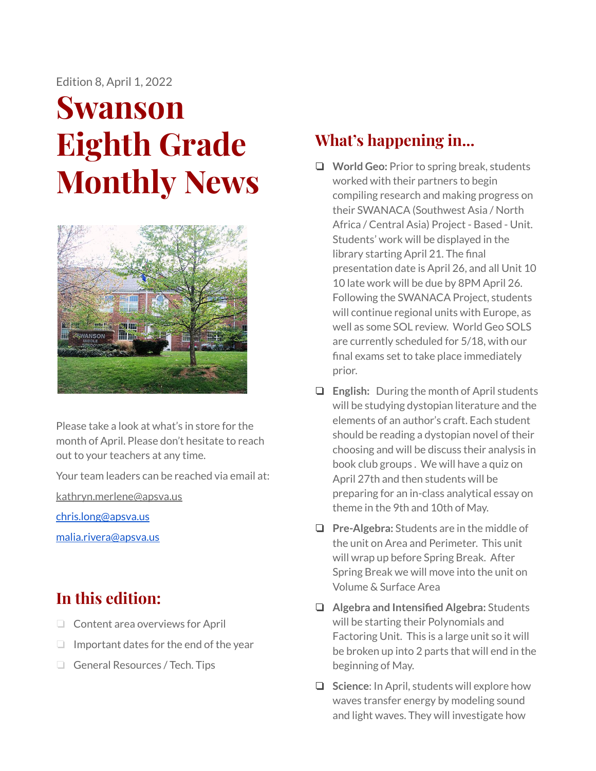Edition 8, April 1, 2022

# Swanson Eighth Grade Monthly News

Please take a look at what's in store for the month of April. Please don't hesitate to reach out to your teachers at any time.

Your team leaders can be reached via email at:

kathryn.merlene@apsva.us

chris.long@apsva.us

malia.rivera@apsva.us

## In this edition:

- Content area overviews for April
- Important dates for the end of the year
- General Resources / Tech. Tips

## What's happening in...

- **World Geo:** Prior to spring break, students worked with their partners to begin compiling research and making progress on their SWANACA (Southwest Asia / North Africa / Central Asia) Project - Based - Unit. Students' work will be displayed in the library starting April 21. The final presentation date is April 26, and all Unit 10 10 late work will be due by 8PM April 26. Following the SWANACA Project, students will continue regional units with Europe, as well as some SOL review. World Geo SOLS are currently scheduled for 5/18, with our final exams set to take place immediately prior.
- **English:** During the month of April students will be studying dystopian literature and the elements of an author's craft. Each student should be reading a dystopian novel of their choosing and will be discuss their analysis in book club groups . We will have a quiz on April 27th and then students will be preparing for an in-class analytical essay on theme in the 9th and 10th of May.
- **Pre-Algebra:** Students are in the middle of the unit on Area and Perimeter. This unit will wrap up before Spring Break. After Spring Break we will move into the unit on Volume & Surface Area
- **Algebra and Intensified Algebra:** Students will be starting their Polynomials and Factoring Unit. This is a large unit so it will be broken up into 2 parts that will end in the beginning of May.
- **Science**: In April, students will explore how waves transfer energy by modeling sound and light waves. They will investigate how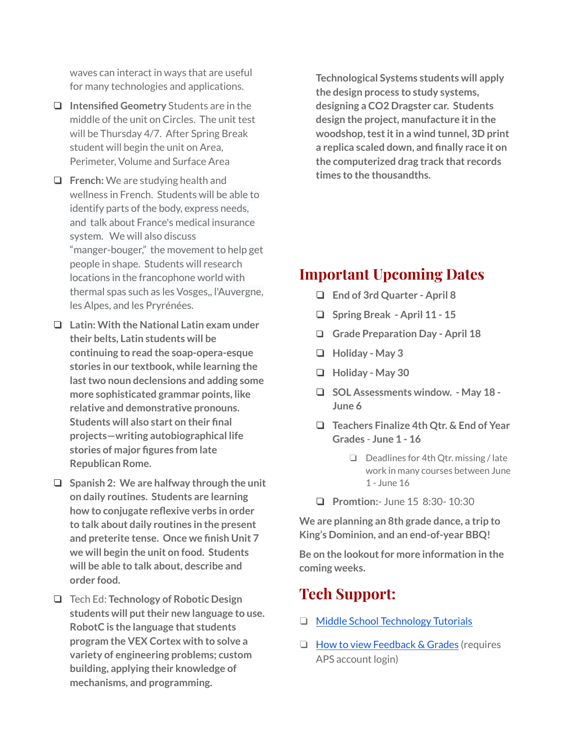waves can interact in ways that are useful for many technologies and applications.

- **Intensified Geometry** Students are in the middle of the unit on Circles. The unit test will be Thursday 4/7. After Spring Break student will begin the unit on Area, Perimeter, Volume and Surface Area
- **French:** We are studying health and wellness in French. Students will be able to identify parts of the body, express needs, and talk about France's medical insurance system. We will also discuss "manger-bouger," the movement to help get people in shape. Students will research locations in the francophone world with thermal spas such as les Vosges,, l'Auvergne, les Alpes, and les Pryrénées.
- **Latin: With the National Latin exam under their belts, Latin students will be continuing to read the soap-opera-esque stories in our textbook, while learning the last two noun declensions and adding some more sophisticated grammar points, like relative and demonstrative pronouns. Students will also start on their final projects—writing autobiographical life stories of major figures from late Republican Rome.**
- **Spanish 2: We are halfway through the unit on daily routines. Students are learning how to conjugate reflexive verbs in order to talk about daily routines in the present and preterite tense. Once we finish Unit 7 we will begin the unit on food. Students will be able to talk about, describe and order food.**
- Tech Ed: **Technology of Robotic Design students will put their new language to use. RobotC is the language that students program the VEX Cortex with to solve a variety of engineering problems; custom building, applying their knowledge of mechanisms, and programming.**

**Technological Systems students will apply the design process to study systems, designing a CO2 Dragster car. Students design the project, manufacture it in the woodshop, test it in a wind tunnel, 3D print a replica scaled down, and finally race it on the computerized drag track that records times to the thousandths.**

## Important Upcoming Dates

- **End of 3rd Quarter - April 8**
- **Spring Break - April 11 - 15**
- **Grade Preparation Day - April 18**
- **Holiday - May 3**
- **Holiday - May 30**
- **SOL Assessments window. - May 18 - June 6**
- **Teachers Finalize 4th Qtr. & End of Year Grades - June 1 - 16**
  - Deadlines for 4th Qtr. missing / late work in many courses between June 1 - June 16
- **Promtion:**- June 15 8:30- 10:30

**We are planning an 8th grade dance, a trip to King's Dominion, and an end-of-year BBQ!**

**Be on the lookout for more information in the coming weeks.**

## Tech Support:

- Middle School Technology Tutorials
- How to view Feedback & Grades (requires APS account login)